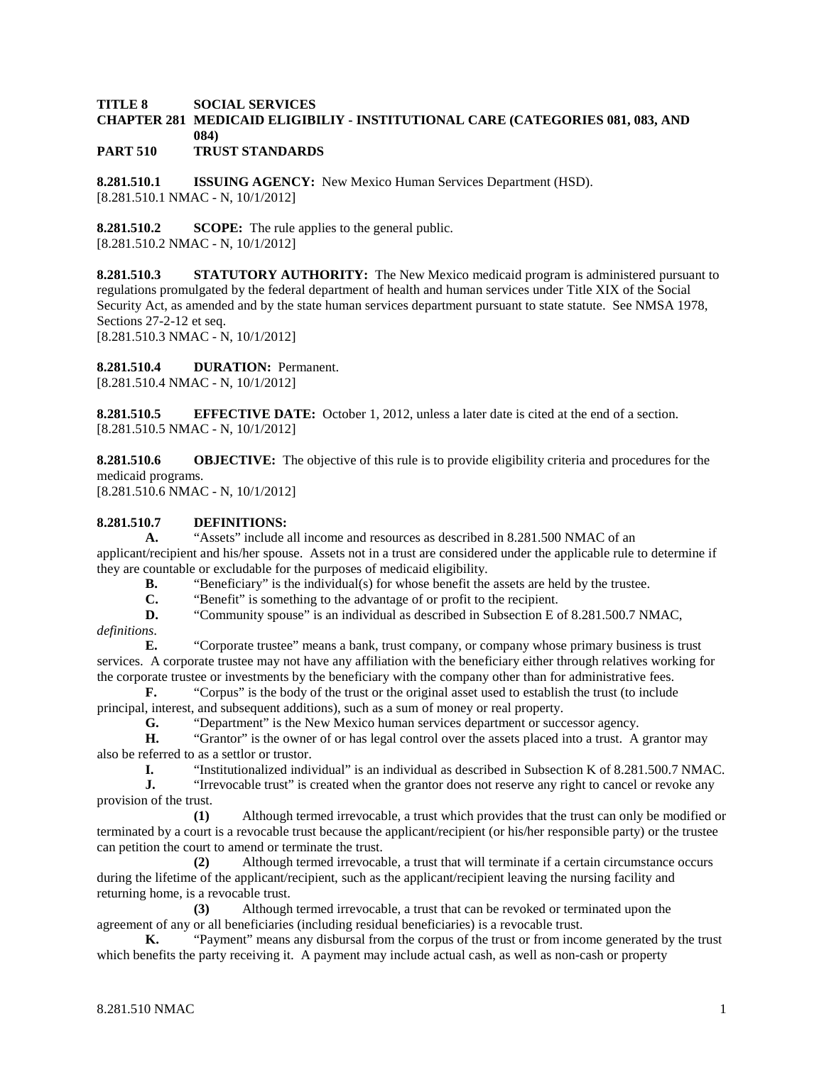**TITLE 8 SOCIAL SERVICES**
**CHAPTER 281 MEDICAID ELIGIBILIY - INSTITUTIONAL CARE (CATEGORIES 081, 083, AND 084)**
**PART 510 TRUST STANDARDS**

**8.281.510.1 ISSUING AGENCY:** New Mexico Human Services Department (HSD).
[8.281.510.1 NMAC - N, 10/1/2012]

**8.281.510.2 SCOPE:** The rule applies to the general public.
[8.281.510.2 NMAC - N, 10/1/2012]

**8.281.510.3 STATUTORY AUTHORITY:** The New Mexico medicaid program is administered pursuant to regulations promulgated by the federal department of health and human services under Title XIX of the Social Security Act, as amended and by the state human services department pursuant to state statute. See NMSA 1978, Sections 27-2-12 et seq.
[8.281.510.3 NMAC - N, 10/1/2012]

**8.281.510.4 DURATION:** Permanent.
[8.281.510.4 NMAC - N, 10/1/2012]

**8.281.510.5 EFFECTIVE DATE:** October 1, 2012, unless a later date is cited at the end of a section.
[8.281.510.5 NMAC - N, 10/1/2012]

**8.281.510.6 OBJECTIVE:** The objective of this rule is to provide eligibility criteria and procedures for the medicaid programs.
[8.281.510.6 NMAC - N, 10/1/2012]

**8.281.510.7 DEFINITIONS:**

**A.** "Assets" include all income and resources as described in 8.281.500 NMAC of an applicant/recipient and his/her spouse. Assets not in a trust are considered under the applicable rule to determine if they are countable or excludable for the purposes of medicaid eligibility.

**B.** "Beneficiary" is the individual(s) for whose benefit the assets are held by the trustee.

**C.** "Benefit" is something to the advantage of or profit to the recipient.

**D.** "Community spouse" is an individual as described in Subsection E of 8.281.500.7 NMAC, *definitions*.

**E.** "Corporate trustee" means a bank, trust company, or company whose primary business is trust services. A corporate trustee may not have any affiliation with the beneficiary either through relatives working for the corporate trustee or investments by the beneficiary with the company other than for administrative fees.

**F.** "Corpus" is the body of the trust or the original asset used to establish the trust (to include principal, interest, and subsequent additions), such as a sum of money or real property.

**G.** "Department" is the New Mexico human services department or successor agency.

**H.** "Grantor" is the owner of or has legal control over the assets placed into a trust. A grantor may also be referred to as a settlor or trustor.

**I.** "Institutionalized individual" is an individual as described in Subsection K of 8.281.500.7 NMAC.

**J.** "Irrevocable trust" is created when the grantor does not reserve any right to cancel or revoke any provision of the trust.

**(1)** Although termed irrevocable, a trust which provides that the trust can only be modified or terminated by a court is a revocable trust because the applicant/recipient (or his/her responsible party) or the trustee can petition the court to amend or terminate the trust.

**(2)** Although termed irrevocable, a trust that will terminate if a certain circumstance occurs during the lifetime of the applicant/recipient, such as the applicant/recipient leaving the nursing facility and returning home, is a revocable trust.

**(3)** Although termed irrevocable, a trust that can be revoked or terminated upon the agreement of any or all beneficiaries (including residual beneficiaries) is a revocable trust.

**K.** "Payment" means any disbursal from the corpus of the trust or from income generated by the trust which benefits the party receiving it. A payment may include actual cash, as well as non-cash or property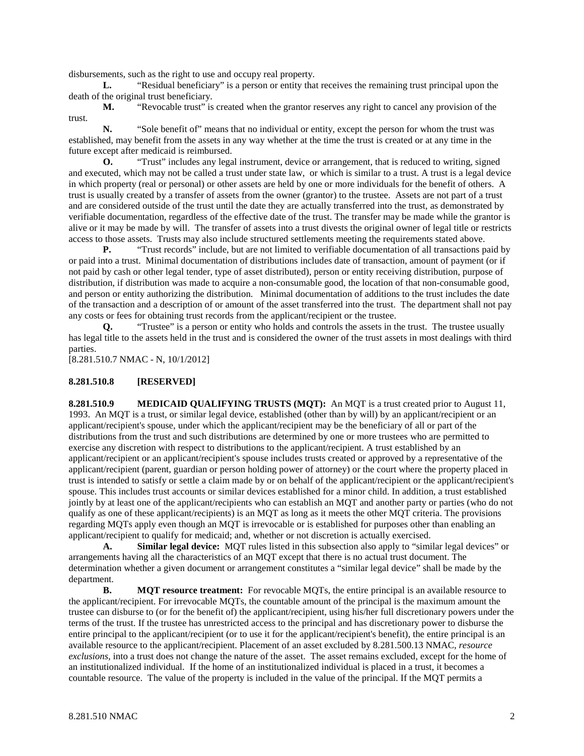disbursements, such as the right to use and occupy real property.

**L.** "Residual beneficiary" is a person or entity that receives the remaining trust principal upon the death of the original trust beneficiary.

**M.** "Revocable trust" is created when the grantor reserves any right to cancel any provision of the trust.

**N.** "Sole benefit of" means that no individual or entity, except the person for whom the trust was established, may benefit from the assets in any way whether at the time the trust is created or at any time in the future except after medicaid is reimbursed.

**O.** "Trust" includes any legal instrument, device or arrangement, that is reduced to writing, signed and executed, which may not be called a trust under state law, or which is similar to a trust. A trust is a legal device in which property (real or personal) or other assets are held by one or more individuals for the benefit of others. A trust is usually created by a transfer of assets from the owner (grantor) to the trustee. Assets are not part of a trust and are considered outside of the trust until the date they are actually transferred into the trust, as demonstrated by verifiable documentation, regardless of the effective date of the trust. The transfer may be made while the grantor is alive or it may be made by will. The transfer of assets into a trust divests the original owner of legal title or restricts access to those assets. Trusts may also include structured settlements meeting the requirements stated above.

**P.** "Trust records" include, but are not limited to verifiable documentation of all transactions paid by or paid into a trust. Minimal documentation of distributions includes date of transaction, amount of payment (or if not paid by cash or other legal tender, type of asset distributed), person or entity receiving distribution, purpose of distribution, if distribution was made to acquire a non-consumable good, the location of that non-consumable good, and person or entity authorizing the distribution. Minimal documentation of additions to the trust includes the date of the transaction and a description of or amount of the asset transferred into the trust. The department shall not pay any costs or fees for obtaining trust records from the applicant/recipient or the trustee.

**Q.** "Trustee" is a person or entity who holds and controls the assets in the trust. The trustee usually has legal title to the assets held in the trust and is considered the owner of the trust assets in most dealings with third parties.

[8.281.510.7 NMAC - N, 10/1/2012]

**8.281.510.8 [RESERVED]**

**8.281.510.9 MEDICAID QUALIFYING TRUSTS (MQT):** An MQT is a trust created prior to August 11, 1993. An MQT is a trust, or similar legal device, established (other than by will) by an applicant/recipient or an applicant/recipient's spouse, under which the applicant/recipient may be the beneficiary of all or part of the distributions from the trust and such distributions are determined by one or more trustees who are permitted to exercise any discretion with respect to distributions to the applicant/recipient. A trust established by an applicant/recipient or an applicant/recipient's spouse includes trusts created or approved by a representative of the applicant/recipient (parent, guardian or person holding power of attorney) or the court where the property placed in trust is intended to satisfy or settle a claim made by or on behalf of the applicant/recipient or the applicant/recipient's spouse. This includes trust accounts or similar devices established for a minor child. In addition, a trust established jointly by at least one of the applicant/recipients who can establish an MQT and another party or parties (who do not qualify as one of these applicant/recipients) is an MQT as long as it meets the other MQT criteria. The provisions regarding MQTs apply even though an MQT is irrevocable or is established for purposes other than enabling an applicant/recipient to qualify for medicaid; and, whether or not discretion is actually exercised.

**A. Similar legal device:** MQT rules listed in this subsection also apply to "similar legal devices" or arrangements having all the characteristics of an MQT except that there is no actual trust document. The determination whether a given document or arrangement constitutes a "similar legal device" shall be made by the department.

**B. MQT resource treatment:** For revocable MQTs, the entire principal is an available resource to the applicant/recipient. For irrevocable MQTs, the countable amount of the principal is the maximum amount the trustee can disburse to (or for the benefit of) the applicant/recipient, using his/her full discretionary powers under the terms of the trust. If the trustee has unrestricted access to the principal and has discretionary power to disburse the entire principal to the applicant/recipient (or to use it for the applicant/recipient's benefit), the entire principal is an available resource to the applicant/recipient. Placement of an asset excluded by 8.281.500.13 NMAC, *resource exclusions*, into a trust does not change the nature of the asset. The asset remains excluded, except for the home of an institutionalized individual. If the home of an institutionalized individual is placed in a trust, it becomes a countable resource. The value of the property is included in the value of the principal. If the MQT permits a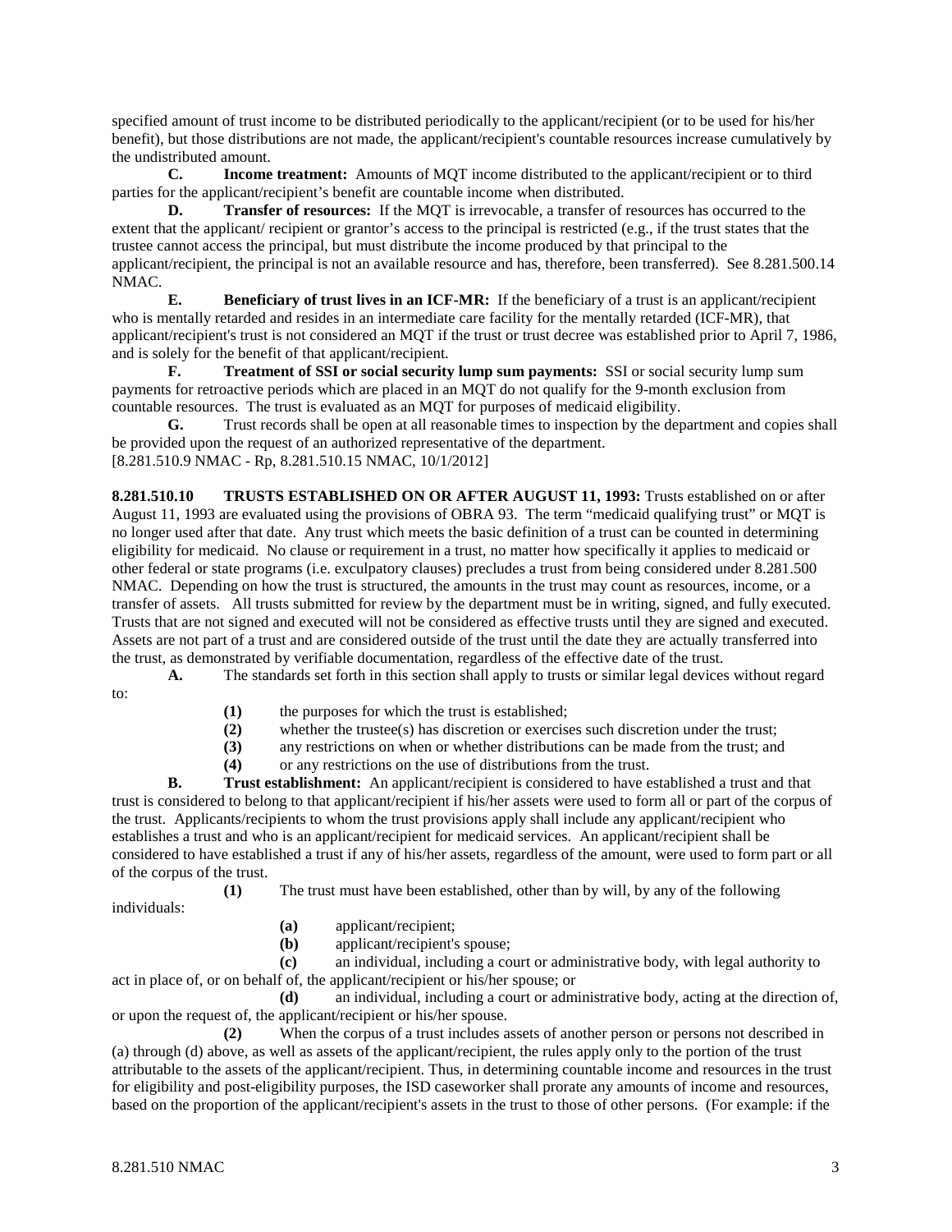specified amount of trust income to be distributed periodically to the applicant/recipient (or to be used for his/her benefit), but those distributions are not made, the applicant/recipient's countable resources increase cumulatively by the undistributed amount.

**C. Income treatment:** Amounts of MQT income distributed to the applicant/recipient or to third parties for the applicant/recipient's benefit are countable income when distributed.

**D. Transfer of resources:** If the MQT is irrevocable, a transfer of resources has occurred to the extent that the applicant/ recipient or grantor's access to the principal is restricted (e.g., if the trust states that the trustee cannot access the principal, but must distribute the income produced by that principal to the applicant/recipient, the principal is not an available resource and has, therefore, been transferred). See 8.281.500.14 NMAC.

**E. Beneficiary of trust lives in an ICF-MR:** If the beneficiary of a trust is an applicant/recipient who is mentally retarded and resides in an intermediate care facility for the mentally retarded (ICF-MR), that applicant/recipient's trust is not considered an MQT if the trust or trust decree was established prior to April 7, 1986, and is solely for the benefit of that applicant/recipient.

**F. Treatment of SSI or social security lump sum payments:** SSI or social security lump sum payments for retroactive periods which are placed in an MQT do not qualify for the 9-month exclusion from countable resources. The trust is evaluated as an MQT for purposes of medicaid eligibility.

**G.** Trust records shall be open at all reasonable times to inspection by the department and copies shall be provided upon the request of an authorized representative of the department.

[8.281.510.9 NMAC - Rp, 8.281.510.15 NMAC, 10/1/2012]

**8.281.510.10 TRUSTS ESTABLISHED ON OR AFTER AUGUST 11, 1993:** Trusts established on or after August 11, 1993 are evaluated using the provisions of OBRA 93. The term "medicaid qualifying trust" or MQT is no longer used after that date. Any trust which meets the basic definition of a trust can be counted in determining eligibility for medicaid. No clause or requirement in a trust, no matter how specifically it applies to medicaid or other federal or state programs (i.e. exculpatory clauses) precludes a trust from being considered under 8.281.500 NMAC. Depending on how the trust is structured, the amounts in the trust may count as resources, income, or a transfer of assets. All trusts submitted for review by the department must be in writing, signed, and fully executed. Trusts that are not signed and executed will not be considered as effective trusts until they are signed and executed. Assets are not part of a trust and are considered outside of the trust until the date they are actually transferred into the trust, as demonstrated by verifiable documentation, regardless of the effective date of the trust.

**A.** The standards set forth in this section shall apply to trusts or similar legal devices without regard to:

- **(1)** the purposes for which the trust is established;
- **(2)** whether the trustee(s) has discretion or exercises such discretion under the trust;
- **(3)** any restrictions on when or whether distributions can be made from the trust; and
- **(4)** or any restrictions on the use of distributions from the trust.

**B. Trust establishment:** An applicant/recipient is considered to have established a trust and that trust is considered to belong to that applicant/recipient if his/her assets were used to form all or part of the corpus of the trust. Applicants/recipients to whom the trust provisions apply shall include any applicant/recipient who establishes a trust and who is an applicant/recipient for medicaid services. An applicant/recipient shall be considered to have established a trust if any of his/her assets, regardless of the amount, were used to form part or all of the corpus of the trust.

**(1)** The trust must have been established, other than by will, by any of the following individuals:

- **(a)** applicant/recipient;
- **(b)** applicant/recipient's spouse;
- **(c)** an individual, including a court or administrative body, with legal authority to act in place of, or on behalf of, the applicant/recipient or his/her spouse; or
- **(d)** an individual, including a court or administrative body, acting at the direction of, or upon the request of, the applicant/recipient or his/her spouse.

**(2)** When the corpus of a trust includes assets of another person or persons not described in (a) through (d) above, as well as assets of the applicant/recipient, the rules apply only to the portion of the trust attributable to the assets of the applicant/recipient. Thus, in determining countable income and resources in the trust for eligibility and post-eligibility purposes, the ISD caseworker shall prorate any amounts of income and resources, based on the proportion of the applicant/recipient's assets in the trust to those of other persons. (For example: if the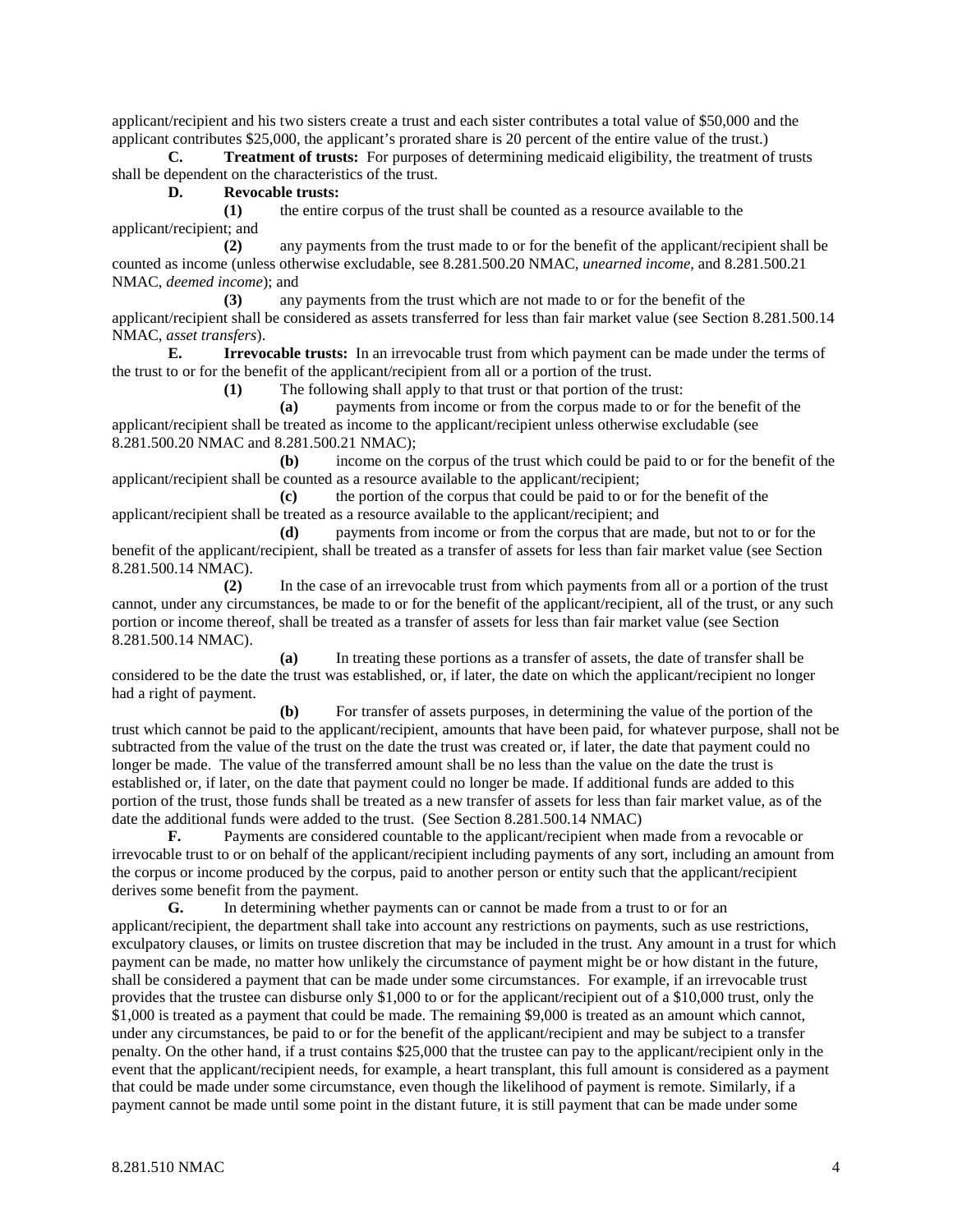applicant/recipient and his two sisters create a trust and each sister contributes a total value of $50,000 and the applicant contributes $25,000, the applicant's prorated share is 20 percent of the entire value of the trust.)

**C. Treatment of trusts:** For purposes of determining medicaid eligibility, the treatment of trusts shall be dependent on the characteristics of the trust.

**D. Revocable trusts:**

**(1)** the entire corpus of the trust shall be counted as a resource available to the applicant/recipient; and

**(2)** any payments from the trust made to or for the benefit of the applicant/recipient shall be counted as income (unless otherwise excludable, see 8.281.500.20 NMAC, *unearned income*, and 8.281.500.21 NMAC, *deemed income*); and

**(3)** any payments from the trust which are not made to or for the benefit of the applicant/recipient shall be considered as assets transferred for less than fair market value (see Section 8.281.500.14 NMAC, *asset transfers*).

**E. Irrevocable trusts:** In an irrevocable trust from which payment can be made under the terms of the trust to or for the benefit of the applicant/recipient from all or a portion of the trust.

**(1)** The following shall apply to that trust or that portion of the trust:

**(a)** payments from income or from the corpus made to or for the benefit of the applicant/recipient shall be treated as income to the applicant/recipient unless otherwise excludable (see 8.281.500.20 NMAC and 8.281.500.21 NMAC);

**(b)** income on the corpus of the trust which could be paid to or for the benefit of the applicant/recipient shall be counted as a resource available to the applicant/recipient;

**(c)** the portion of the corpus that could be paid to or for the benefit of the applicant/recipient shall be treated as a resource available to the applicant/recipient; and

**(d)** payments from income or from the corpus that are made, but not to or for the benefit of the applicant/recipient, shall be treated as a transfer of assets for less than fair market value (see Section 8.281.500.14 NMAC).

**(2)** In the case of an irrevocable trust from which payments from all or a portion of the trust cannot, under any circumstances, be made to or for the benefit of the applicant/recipient, all of the trust, or any such portion or income thereof, shall be treated as a transfer of assets for less than fair market value (see Section 8.281.500.14 NMAC).

**(a)** In treating these portions as a transfer of assets, the date of transfer shall be considered to be the date the trust was established, or, if later, the date on which the applicant/recipient no longer had a right of payment.

**(b)** For transfer of assets purposes, in determining the value of the portion of the trust which cannot be paid to the applicant/recipient, amounts that have been paid, for whatever purpose, shall not be subtracted from the value of the trust on the date the trust was created or, if later, the date that payment could no longer be made. The value of the transferred amount shall be no less than the value on the date the trust is established or, if later, on the date that payment could no longer be made. If additional funds are added to this portion of the trust, those funds shall be treated as a new transfer of assets for less than fair market value, as of the date the additional funds were added to the trust. (See Section 8.281.500.14 NMAC)

**F.** Payments are considered countable to the applicant/recipient when made from a revocable or irrevocable trust to or on behalf of the applicant/recipient including payments of any sort, including an amount from the corpus or income produced by the corpus, paid to another person or entity such that the applicant/recipient derives some benefit from the payment.

**G.** In determining whether payments can or cannot be made from a trust to or for an applicant/recipient, the department shall take into account any restrictions on payments, such as use restrictions, exculpatory clauses, or limits on trustee discretion that may be included in the trust. Any amount in a trust for which payment can be made, no matter how unlikely the circumstance of payment might be or how distant in the future, shall be considered a payment that can be made under some circumstances. For example, if an irrevocable trust provides that the trustee can disburse only $1,000 to or for the applicant/recipient out of a $10,000 trust, only the $1,000 is treated as a payment that could be made. The remaining $9,000 is treated as an amount which cannot, under any circumstances, be paid to or for the benefit of the applicant/recipient and may be subject to a transfer penalty. On the other hand, if a trust contains $25,000 that the trustee can pay to the applicant/recipient only in the event that the applicant/recipient needs, for example, a heart transplant, this full amount is considered as a payment that could be made under some circumstance, even though the likelihood of payment is remote. Similarly, if a payment cannot be made until some point in the distant future, it is still payment that can be made under some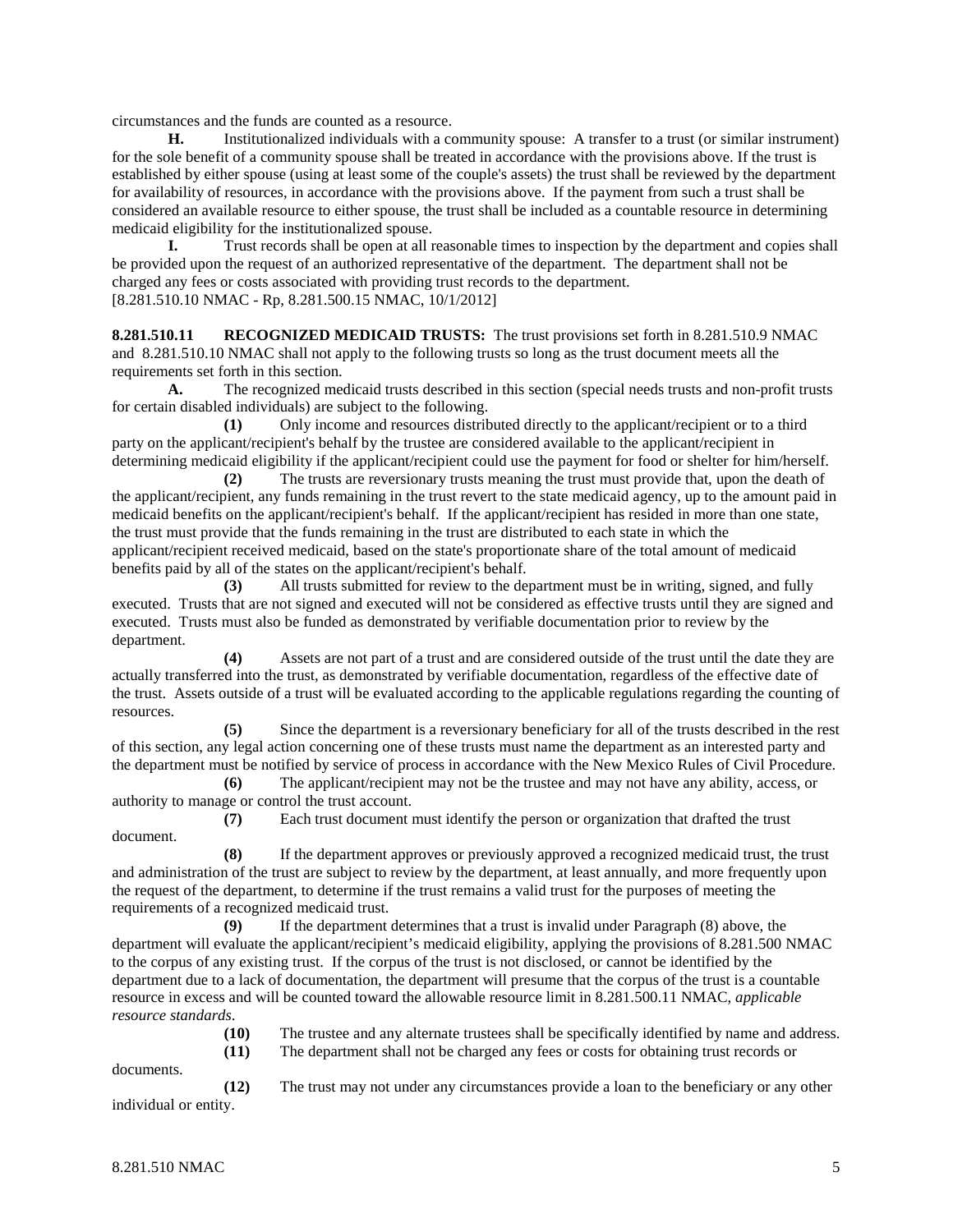circumstances and the funds are counted as a resource.

**H.** Institutionalized individuals with a community spouse: A transfer to a trust (or similar instrument) for the sole benefit of a community spouse shall be treated in accordance with the provisions above. If the trust is established by either spouse (using at least some of the couple's assets) the trust shall be reviewed by the department for availability of resources, in accordance with the provisions above. If the payment from such a trust shall be considered an available resource to either spouse, the trust shall be included as a countable resource in determining medicaid eligibility for the institutionalized spouse.

**I.** Trust records shall be open at all reasonable times to inspection by the department and copies shall be provided upon the request of an authorized representative of the department. The department shall not be charged any fees or costs associated with providing trust records to the department.
[8.281.510.10 NMAC - Rp, 8.281.500.15 NMAC, 10/1/2012]

**8.281.510.11 RECOGNIZED MEDICAID TRUSTS:** The trust provisions set forth in 8.281.510.9 NMAC and 8.281.510.10 NMAC shall not apply to the following trusts so long as the trust document meets all the requirements set forth in this section.

**A.** The recognized medicaid trusts described in this section (special needs trusts and non-profit trusts for certain disabled individuals) are subject to the following.

**(1)** Only income and resources distributed directly to the applicant/recipient or to a third party on the applicant/recipient's behalf by the trustee are considered available to the applicant/recipient in determining medicaid eligibility if the applicant/recipient could use the payment for food or shelter for him/herself.

**(2)** The trusts are reversionary trusts meaning the trust must provide that, upon the death of the applicant/recipient, any funds remaining in the trust revert to the state medicaid agency, up to the amount paid in medicaid benefits on the applicant/recipient's behalf. If the applicant/recipient has resided in more than one state, the trust must provide that the funds remaining in the trust are distributed to each state in which the applicant/recipient received medicaid, based on the state's proportionate share of the total amount of medicaid benefits paid by all of the states on the applicant/recipient's behalf.

**(3)** All trusts submitted for review to the department must be in writing, signed, and fully executed. Trusts that are not signed and executed will not be considered as effective trusts until they are signed and executed. Trusts must also be funded as demonstrated by verifiable documentation prior to review by the department.

**(4)** Assets are not part of a trust and are considered outside of the trust until the date they are actually transferred into the trust, as demonstrated by verifiable documentation, regardless of the effective date of the trust. Assets outside of a trust will be evaluated according to the applicable regulations regarding the counting of resources.

**(5)** Since the department is a reversionary beneficiary for all of the trusts described in the rest of this section, any legal action concerning one of these trusts must name the department as an interested party and the department must be notified by service of process in accordance with the New Mexico Rules of Civil Procedure.

**(6)** The applicant/recipient may not be the trustee and may not have any ability, access, or authority to manage or control the trust account.

**(7)** Each trust document must identify the person or organization that drafted the trust document.

**(8)** If the department approves or previously approved a recognized medicaid trust, the trust and administration of the trust are subject to review by the department, at least annually, and more frequently upon the request of the department, to determine if the trust remains a valid trust for the purposes of meeting the requirements of a recognized medicaid trust.

**(9)** If the department determines that a trust is invalid under Paragraph (8) above, the department will evaluate the applicant/recipient's medicaid eligibility, applying the provisions of 8.281.500 NMAC to the corpus of any existing trust. If the corpus of the trust is not disclosed, or cannot be identified by the department due to a lack of documentation, the department will presume that the corpus of the trust is a countable resource in excess and will be counted toward the allowable resource limit in 8.281.500.11 NMAC, *applicable resource standards*.

**(10)** The trustee and any alternate trustees shall be specifically identified by name and address.

**(11)** The department shall not be charged any fees or costs for obtaining trust records or documents.

**(12)** The trust may not under any circumstances provide a loan to the beneficiary or any other individual or entity.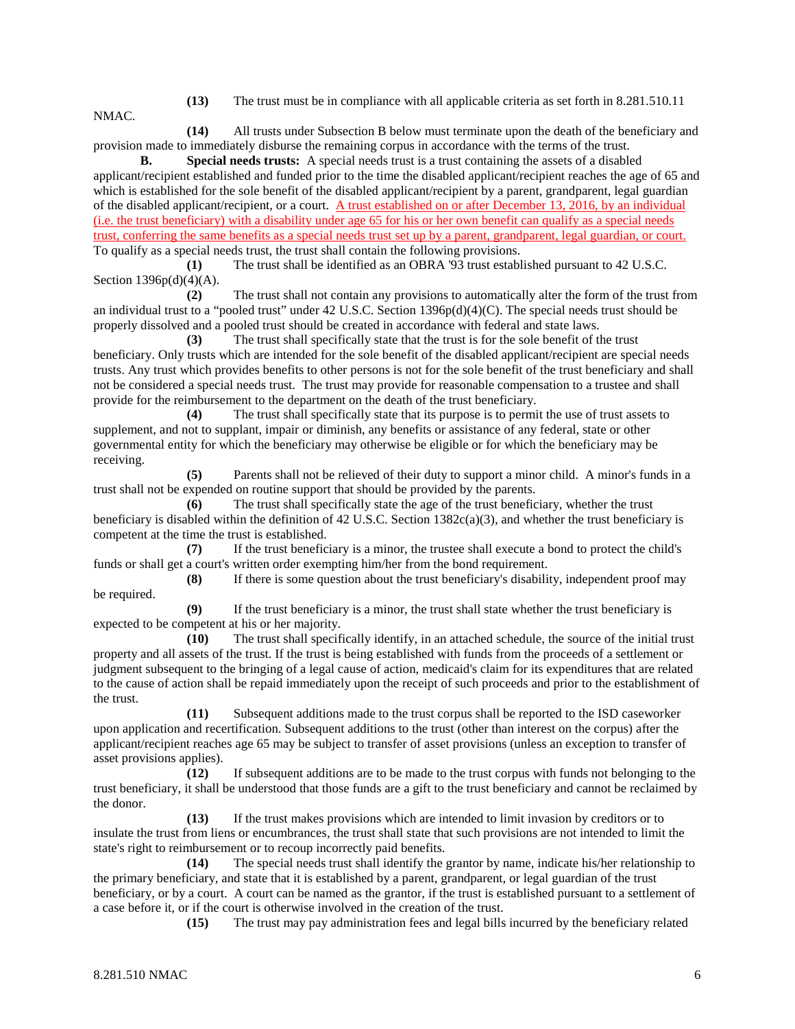**(13)** The trust must be in compliance with all applicable criteria as set forth in 8.281.510.11 NMAC.

**(14)** All trusts under Subsection B below must terminate upon the death of the beneficiary and provision made to immediately disburse the remaining corpus in accordance with the terms of the trust.

**B. Special needs trusts:** A special needs trust is a trust containing the assets of a disabled applicant/recipient established and funded prior to the time the disabled applicant/recipient reaches the age of 65 and which is established for the sole benefit of the disabled applicant/recipient by a parent, grandparent, legal guardian of the disabled applicant/recipient, or a court. A trust established on or after December 13, 2016, by an individual (i.e. the trust beneficiary) with a disability under age 65 for his or her own benefit can qualify as a special needs trust, conferring the same benefits as a special needs trust set up by a parent, grandparent, legal guardian, or court. To qualify as a special needs trust, the trust shall contain the following provisions.

**(1)** The trust shall be identified as an OBRA '93 trust established pursuant to 42 U.S.C. Section 1396p(d)(4)(A).

**(2)** The trust shall not contain any provisions to automatically alter the form of the trust from an individual trust to a "pooled trust" under 42 U.S.C. Section 1396p(d)(4)(C). The special needs trust should be properly dissolved and a pooled trust should be created in accordance with federal and state laws.

**(3)** The trust shall specifically state that the trust is for the sole benefit of the trust beneficiary. Only trusts which are intended for the sole benefit of the disabled applicant/recipient are special needs trusts. Any trust which provides benefits to other persons is not for the sole benefit of the trust beneficiary and shall not be considered a special needs trust. The trust may provide for reasonable compensation to a trustee and shall provide for the reimbursement to the department on the death of the trust beneficiary.

**(4)** The trust shall specifically state that its purpose is to permit the use of trust assets to supplement, and not to supplant, impair or diminish, any benefits or assistance of any federal, state or other governmental entity for which the beneficiary may otherwise be eligible or for which the beneficiary may be receiving.

**(5)** Parents shall not be relieved of their duty to support a minor child. A minor's funds in a trust shall not be expended on routine support that should be provided by the parents.

**(6)** The trust shall specifically state the age of the trust beneficiary, whether the trust beneficiary is disabled within the definition of 42 U.S.C. Section 1382c(a)(3), and whether the trust beneficiary is competent at the time the trust is established.

**(7)** If the trust beneficiary is a minor, the trustee shall execute a bond to protect the child's funds or shall get a court's written order exempting him/her from the bond requirement.

**(8)** If there is some question about the trust beneficiary's disability, independent proof may be required.

**(9)** If the trust beneficiary is a minor, the trust shall state whether the trust beneficiary is expected to be competent at his or her majority.

**(10)** The trust shall specifically identify, in an attached schedule, the source of the initial trust property and all assets of the trust. If the trust is being established with funds from the proceeds of a settlement or judgment subsequent to the bringing of a legal cause of action, medicaid's claim for its expenditures that are related to the cause of action shall be repaid immediately upon the receipt of such proceeds and prior to the establishment of the trust.

**(11)** Subsequent additions made to the trust corpus shall be reported to the ISD caseworker upon application and recertification. Subsequent additions to the trust (other than interest on the corpus) after the applicant/recipient reaches age 65 may be subject to transfer of asset provisions (unless an exception to transfer of asset provisions applies).

**(12)** If subsequent additions are to be made to the trust corpus with funds not belonging to the trust beneficiary, it shall be understood that those funds are a gift to the trust beneficiary and cannot be reclaimed by the donor.

**(13)** If the trust makes provisions which are intended to limit invasion by creditors or to insulate the trust from liens or encumbrances, the trust shall state that such provisions are not intended to limit the state's right to reimbursement or to recoup incorrectly paid benefits.

**(14)** The special needs trust shall identify the grantor by name, indicate his/her relationship to the primary beneficiary, and state that it is established by a parent, grandparent, or legal guardian of the trust beneficiary, or by a court. A court can be named as the grantor, if the trust is established pursuant to a settlement of a case before it, or if the court is otherwise involved in the creation of the trust.

**(15)** The trust may pay administration fees and legal bills incurred by the beneficiary related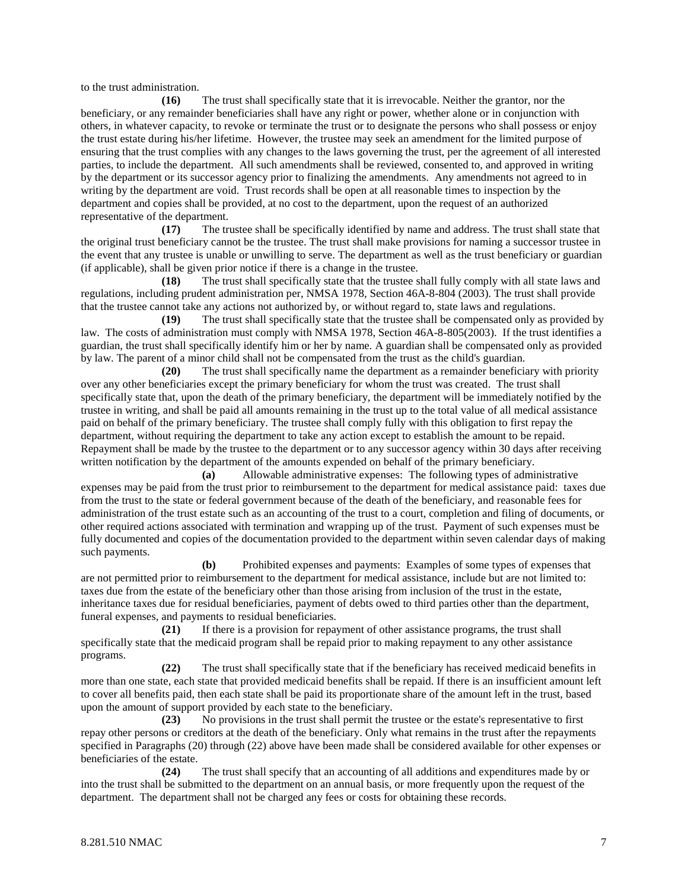to the trust administration.

**(16)** The trust shall specifically state that it is irrevocable. Neither the grantor, nor the beneficiary, or any remainder beneficiaries shall have any right or power, whether alone or in conjunction with others, in whatever capacity, to revoke or terminate the trust or to designate the persons who shall possess or enjoy the trust estate during his/her lifetime. However, the trustee may seek an amendment for the limited purpose of ensuring that the trust complies with any changes to the laws governing the trust, per the agreement of all interested parties, to include the department. All such amendments shall be reviewed, consented to, and approved in writing by the department or its successor agency prior to finalizing the amendments. Any amendments not agreed to in writing by the department are void. Trust records shall be open at all reasonable times to inspection by the department and copies shall be provided, at no cost to the department, upon the request of an authorized representative of the department.

**(17)** The trustee shall be specifically identified by name and address. The trust shall state that the original trust beneficiary cannot be the trustee. The trust shall make provisions for naming a successor trustee in the event that any trustee is unable or unwilling to serve. The department as well as the trust beneficiary or guardian (if applicable), shall be given prior notice if there is a change in the trustee.

**(18)** The trust shall specifically state that the trustee shall fully comply with all state laws and regulations, including prudent administration per, NMSA 1978, Section 46A-8-804 (2003). The trust shall provide that the trustee cannot take any actions not authorized by, or without regard to, state laws and regulations.

**(19)** The trust shall specifically state that the trustee shall be compensated only as provided by law. The costs of administration must comply with NMSA 1978, Section 46A-8-805(2003). If the trust identifies a guardian, the trust shall specifically identify him or her by name. A guardian shall be compensated only as provided by law. The parent of a minor child shall not be compensated from the trust as the child's guardian.

**(20)** The trust shall specifically name the department as a remainder beneficiary with priority over any other beneficiaries except the primary beneficiary for whom the trust was created. The trust shall specifically state that, upon the death of the primary beneficiary, the department will be immediately notified by the trustee in writing, and shall be paid all amounts remaining in the trust up to the total value of all medical assistance paid on behalf of the primary beneficiary. The trustee shall comply fully with this obligation to first repay the department, without requiring the department to take any action except to establish the amount to be repaid. Repayment shall be made by the trustee to the department or to any successor agency within 30 days after receiving written notification by the department of the amounts expended on behalf of the primary beneficiary.

**(a)** Allowable administrative expenses: The following types of administrative expenses may be paid from the trust prior to reimbursement to the department for medical assistance paid: taxes due from the trust to the state or federal government because of the death of the beneficiary, and reasonable fees for administration of the trust estate such as an accounting of the trust to a court, completion and filing of documents, or other required actions associated with termination and wrapping up of the trust. Payment of such expenses must be fully documented and copies of the documentation provided to the department within seven calendar days of making such payments.

**(b)** Prohibited expenses and payments: Examples of some types of expenses that are not permitted prior to reimbursement to the department for medical assistance, include but are not limited to: taxes due from the estate of the beneficiary other than those arising from inclusion of the trust in the estate, inheritance taxes due for residual beneficiaries, payment of debts owed to third parties other than the department, funeral expenses, and payments to residual beneficiaries.

**(21)** If there is a provision for repayment of other assistance programs, the trust shall specifically state that the medicaid program shall be repaid prior to making repayment to any other assistance programs.

**(22)** The trust shall specifically state that if the beneficiary has received medicaid benefits in more than one state, each state that provided medicaid benefits shall be repaid. If there is an insufficient amount left to cover all benefits paid, then each state shall be paid its proportionate share of the amount left in the trust, based upon the amount of support provided by each state to the beneficiary.

**(23)** No provisions in the trust shall permit the trustee or the estate's representative to first repay other persons or creditors at the death of the beneficiary. Only what remains in the trust after the repayments specified in Paragraphs (20) through (22) above have been made shall be considered available for other expenses or beneficiaries of the estate.

**(24)** The trust shall specify that an accounting of all additions and expenditures made by or into the trust shall be submitted to the department on an annual basis, or more frequently upon the request of the department. The department shall not be charged any fees or costs for obtaining these records.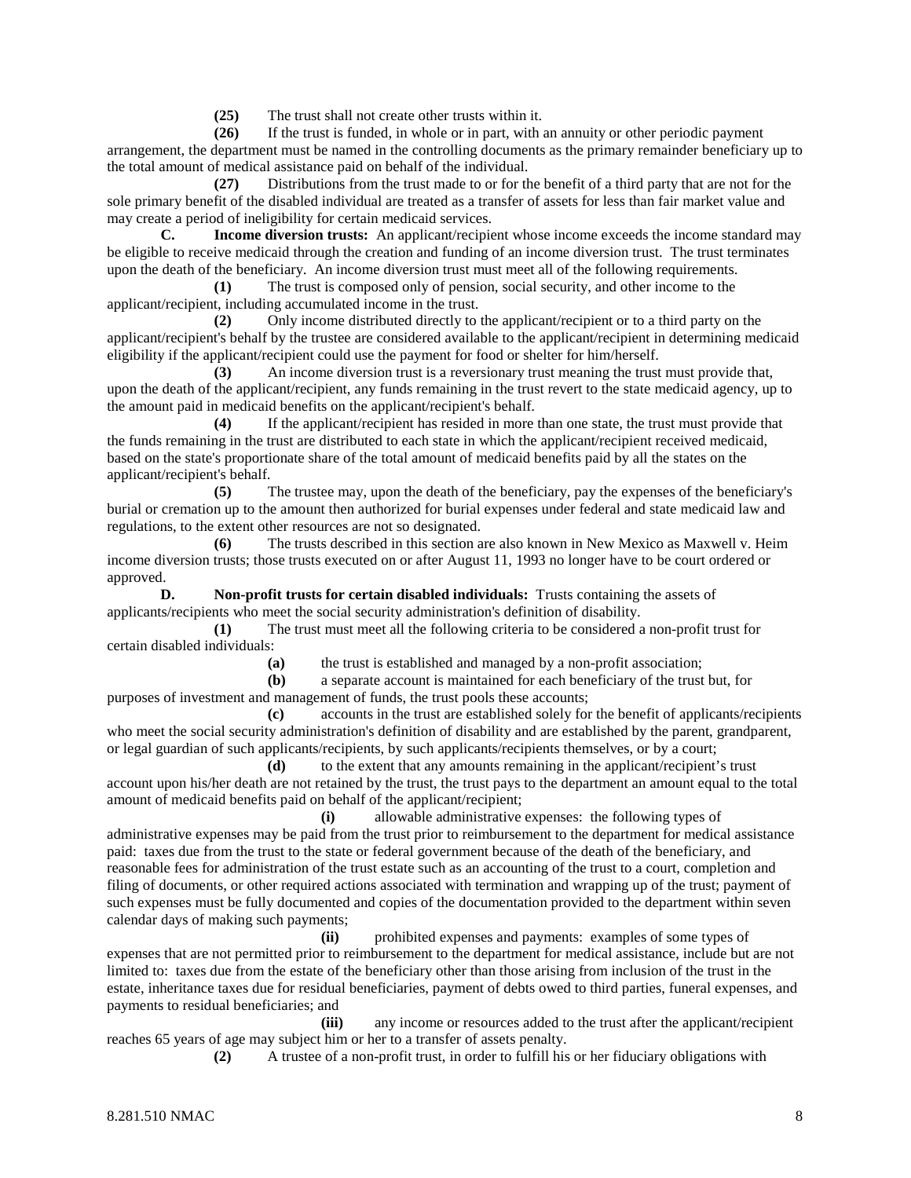**(25)** The trust shall not create other trusts within it.

**(26)** If the trust is funded, in whole or in part, with an annuity or other periodic payment arrangement, the department must be named in the controlling documents as the primary remainder beneficiary up to the total amount of medical assistance paid on behalf of the individual.

**(27)** Distributions from the trust made to or for the benefit of a third party that are not for the sole primary benefit of the disabled individual are treated as a transfer of assets for less than fair market value and may create a period of ineligibility for certain medicaid services.

**C. Income diversion trusts:** An applicant/recipient whose income exceeds the income standard may be eligible to receive medicaid through the creation and funding of an income diversion trust. The trust terminates upon the death of the beneficiary. An income diversion trust must meet all of the following requirements.

**(1)** The trust is composed only of pension, social security, and other income to the applicant/recipient, including accumulated income in the trust.

**(2)** Only income distributed directly to the applicant/recipient or to a third party on the applicant/recipient's behalf by the trustee are considered available to the applicant/recipient in determining medicaid eligibility if the applicant/recipient could use the payment for food or shelter for him/herself.

**(3)** An income diversion trust is a reversionary trust meaning the trust must provide that, upon the death of the applicant/recipient, any funds remaining in the trust revert to the state medicaid agency, up to the amount paid in medicaid benefits on the applicant/recipient's behalf.

**(4)** If the applicant/recipient has resided in more than one state, the trust must provide that the funds remaining in the trust are distributed to each state in which the applicant/recipient received medicaid, based on the state's proportionate share of the total amount of medicaid benefits paid by all the states on the applicant/recipient's behalf.

**(5)** The trustee may, upon the death of the beneficiary, pay the expenses of the beneficiary's burial or cremation up to the amount then authorized for burial expenses under federal and state medicaid law and regulations, to the extent other resources are not so designated.

**(6)** The trusts described in this section are also known in New Mexico as Maxwell v. Heim income diversion trusts; those trusts executed on or after August 11, 1993 no longer have to be court ordered or approved.

**D. Non-profit trusts for certain disabled individuals:** Trusts containing the assets of applicants/recipients who meet the social security administration's definition of disability.

**(1)** The trust must meet all the following criteria to be considered a non-profit trust for certain disabled individuals:

**(a)** the trust is established and managed by a non-profit association;

**(b)** a separate account is maintained for each beneficiary of the trust but, for purposes of investment and management of funds, the trust pools these accounts;

**(c)** accounts in the trust are established solely for the benefit of applicants/recipients who meet the social security administration's definition of disability and are established by the parent, grandparent, or legal guardian of such applicants/recipients, by such applicants/recipients themselves, or by a court;

**(d)** to the extent that any amounts remaining in the applicant/recipient's trust account upon his/her death are not retained by the trust, the trust pays to the department an amount equal to the total amount of medicaid benefits paid on behalf of the applicant/recipient;

**(i)** allowable administrative expenses: the following types of administrative expenses may be paid from the trust prior to reimbursement to the department for medical assistance paid: taxes due from the trust to the state or federal government because of the death of the beneficiary, and reasonable fees for administration of the trust estate such as an accounting of the trust to a court, completion and filing of documents, or other required actions associated with termination and wrapping up of the trust; payment of such expenses must be fully documented and copies of the documentation provided to the department within seven calendar days of making such payments;

**(ii)** prohibited expenses and payments: examples of some types of expenses that are not permitted prior to reimbursement to the department for medical assistance, include but are not limited to: taxes due from the estate of the beneficiary other than those arising from inclusion of the trust in the estate, inheritance taxes due for residual beneficiaries, payment of debts owed to third parties, funeral expenses, and payments to residual beneficiaries; and

**(iii)** any income or resources added to the trust after the applicant/recipient reaches 65 years of age may subject him or her to a transfer of assets penalty.

**(2)** A trustee of a non-profit trust, in order to fulfill his or her fiduciary obligations with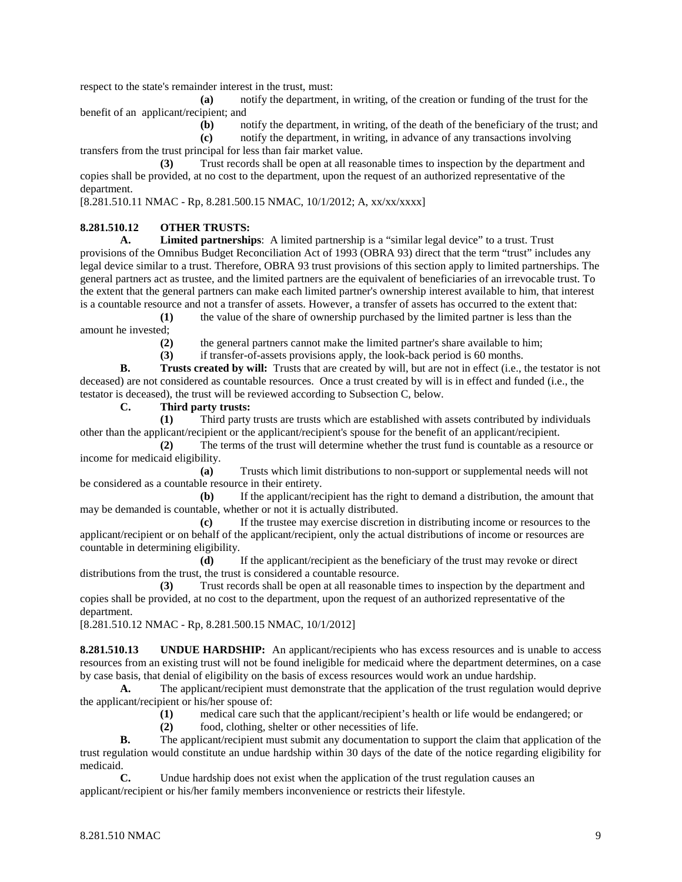respect to the state's remainder interest in the trust, must:

**(a)** notify the department, in writing, of the creation or funding of the trust for the benefit of an applicant/recipient; and

**(b)** notify the department, in writing, of the death of the beneficiary of the trust; and

**(c)** notify the department, in writing, in advance of any transactions involving transfers from the trust principal for less than fair market value.

**(3)** Trust records shall be open at all reasonable times to inspection by the department and copies shall be provided, at no cost to the department, upon the request of an authorized representative of the department.

[8.281.510.11 NMAC - Rp, 8.281.500.15 NMAC, 10/1/2012; A, xx/xx/xxxx]

**8.281.510.12 OTHER TRUSTS:**

**A. Limited partnerships**: A limited partnership is a "similar legal device" to a trust. Trust provisions of the Omnibus Budget Reconciliation Act of 1993 (OBRA 93) direct that the term "trust" includes any legal device similar to a trust. Therefore, OBRA 93 trust provisions of this section apply to limited partnerships. The general partners act as trustee, and the limited partners are the equivalent of beneficiaries of an irrevocable trust. To the extent that the general partners can make each limited partner's ownership interest available to him, that interest is a countable resource and not a transfer of assets. However, a transfer of assets has occurred to the extent that:

**(1)** the value of the share of ownership purchased by the limited partner is less than the amount he invested;

**(2)** the general partners cannot make the limited partner's share available to him;

**(3)** if transfer-of-assets provisions apply, the look-back period is 60 months.

**B. Trusts created by will:** Trusts that are created by will, but are not in effect (i.e., the testator is not deceased) are not considered as countable resources. Once a trust created by will is in effect and funded (i.e., the testator is deceased), the trust will be reviewed according to Subsection C, below.

**C. Third party trusts:**

**(1)** Third party trusts are trusts which are established with assets contributed by individuals other than the applicant/recipient or the applicant/recipient's spouse for the benefit of an applicant/recipient.

**(2)** The terms of the trust will determine whether the trust fund is countable as a resource or income for medicaid eligibility.

**(a)** Trusts which limit distributions to non-support or supplemental needs will not be considered as a countable resource in their entirety.

**(b)** If the applicant/recipient has the right to demand a distribution, the amount that may be demanded is countable, whether or not it is actually distributed.

**(c)** If the trustee may exercise discretion in distributing income or resources to the applicant/recipient or on behalf of the applicant/recipient, only the actual distributions of income or resources are countable in determining eligibility.

**(d)** If the applicant/recipient as the beneficiary of the trust may revoke or direct distributions from the trust, the trust is considered a countable resource.

**(3)** Trust records shall be open at all reasonable times to inspection by the department and copies shall be provided, at no cost to the department, upon the request of an authorized representative of the department.

[8.281.510.12 NMAC - Rp, 8.281.500.15 NMAC, 10/1/2012]

**8.281.510.13 UNDUE HARDSHIP:** An applicant/recipients who has excess resources and is unable to access resources from an existing trust will not be found ineligible for medicaid where the department determines, on a case by case basis, that denial of eligibility on the basis of excess resources would work an undue hardship.

**A.** The applicant/recipient must demonstrate that the application of the trust regulation would deprive the applicant/recipient or his/her spouse of:

**(1)** medical care such that the applicant/recipient's health or life would be endangered; or

**(2)** food, clothing, shelter or other necessities of life.

**B.** The applicant/recipient must submit any documentation to support the claim that application of the trust regulation would constitute an undue hardship within 30 days of the date of the notice regarding eligibility for medicaid.

**C.** Undue hardship does not exist when the application of the trust regulation causes an applicant/recipient or his/her family members inconvenience or restricts their lifestyle.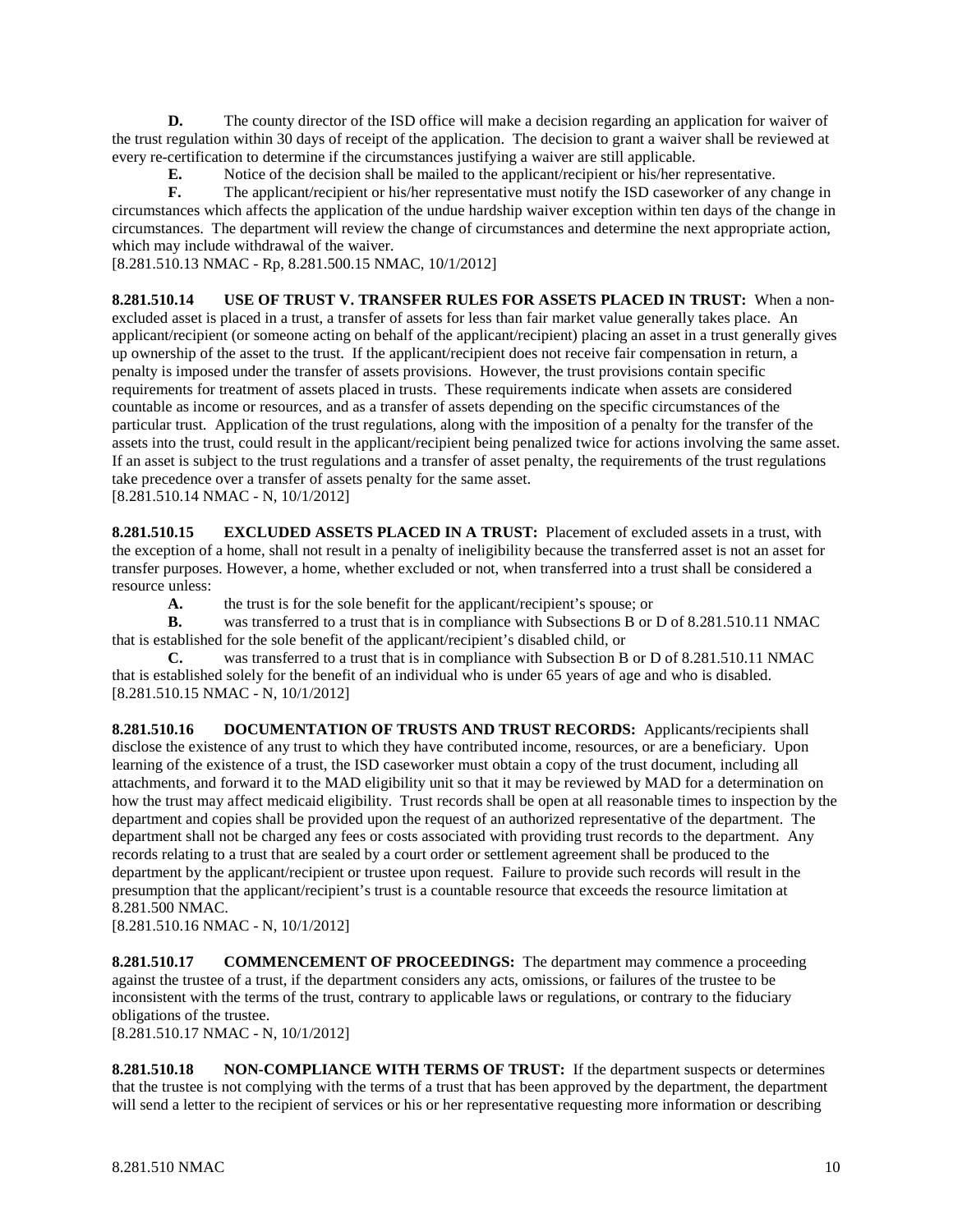**D.** The county director of the ISD office will make a decision regarding an application for waiver of the trust regulation within 30 days of receipt of the application. The decision to grant a waiver shall be reviewed at every re-certification to determine if the circumstances justifying a waiver are still applicable.

**E.** Notice of the decision shall be mailed to the applicant/recipient or his/her representative.

**F.** The applicant/recipient or his/her representative must notify the ISD caseworker of any change in circumstances which affects the application of the undue hardship waiver exception within ten days of the change in circumstances. The department will review the change of circumstances and determine the next appropriate action, which may include withdrawal of the waiver.

[8.281.510.13 NMAC - Rp, 8.281.500.15 NMAC, 10/1/2012]

**8.281.510.14 USE OF TRUST V. TRANSFER RULES FOR ASSETS PLACED IN TRUST:** When a non-excluded asset is placed in a trust, a transfer of assets for less than fair market value generally takes place. An applicant/recipient (or someone acting on behalf of the applicant/recipient) placing an asset in a trust generally gives up ownership of the asset to the trust. If the applicant/recipient does not receive fair compensation in return, a penalty is imposed under the transfer of assets provisions. However, the trust provisions contain specific requirements for treatment of assets placed in trusts. These requirements indicate when assets are considered countable as income or resources, and as a transfer of assets depending on the specific circumstances of the particular trust. Application of the trust regulations, along with the imposition of a penalty for the transfer of the assets into the trust, could result in the applicant/recipient being penalized twice for actions involving the same asset. If an asset is subject to the trust regulations and a transfer of asset penalty, the requirements of the trust regulations take precedence over a transfer of assets penalty for the same asset.

[8.281.510.14 NMAC - N, 10/1/2012]

**8.281.510.15 EXCLUDED ASSETS PLACED IN A TRUST:** Placement of excluded assets in a trust, with the exception of a home, shall not result in a penalty of ineligibility because the transferred asset is not an asset for transfer purposes. However, a home, whether excluded or not, when transferred into a trust shall be considered a resource unless:

**A.** the trust is for the sole benefit for the applicant/recipient's spouse; or

**B.** was transferred to a trust that is in compliance with Subsections B or D of 8.281.510.11 NMAC that is established for the sole benefit of the applicant/recipient's disabled child, or

**C.** was transferred to a trust that is in compliance with Subsection B or D of 8.281.510.11 NMAC that is established solely for the benefit of an individual who is under 65 years of age and who is disabled.

[8.281.510.15 NMAC - N, 10/1/2012]

**8.281.510.16 DOCUMENTATION OF TRUSTS AND TRUST RECORDS:** Applicants/recipients shall disclose the existence of any trust to which they have contributed income, resources, or are a beneficiary. Upon learning of the existence of a trust, the ISD caseworker must obtain a copy of the trust document, including all attachments, and forward it to the MAD eligibility unit so that it may be reviewed by MAD for a determination on how the trust may affect medicaid eligibility. Trust records shall be open at all reasonable times to inspection by the department and copies shall be provided upon the request of an authorized representative of the department. The department shall not be charged any fees or costs associated with providing trust records to the department. Any records relating to a trust that are sealed by a court order or settlement agreement shall be produced to the department by the applicant/recipient or trustee upon request. Failure to provide such records will result in the presumption that the applicant/recipient's trust is a countable resource that exceeds the resource limitation at 8.281.500 NMAC.

[8.281.510.16 NMAC - N, 10/1/2012]

**8.281.510.17 COMMENCEMENT OF PROCEEDINGS:** The department may commence a proceeding against the trustee of a trust, if the department considers any acts, omissions, or failures of the trustee to be inconsistent with the terms of the trust, contrary to applicable laws or regulations, or contrary to the fiduciary obligations of the trustee.

[8.281.510.17 NMAC - N, 10/1/2012]

**8.281.510.18 NON-COMPLIANCE WITH TERMS OF TRUST:** If the department suspects or determines that the trustee is not complying with the terms of a trust that has been approved by the department, the department will send a letter to the recipient of services or his or her representative requesting more information or describing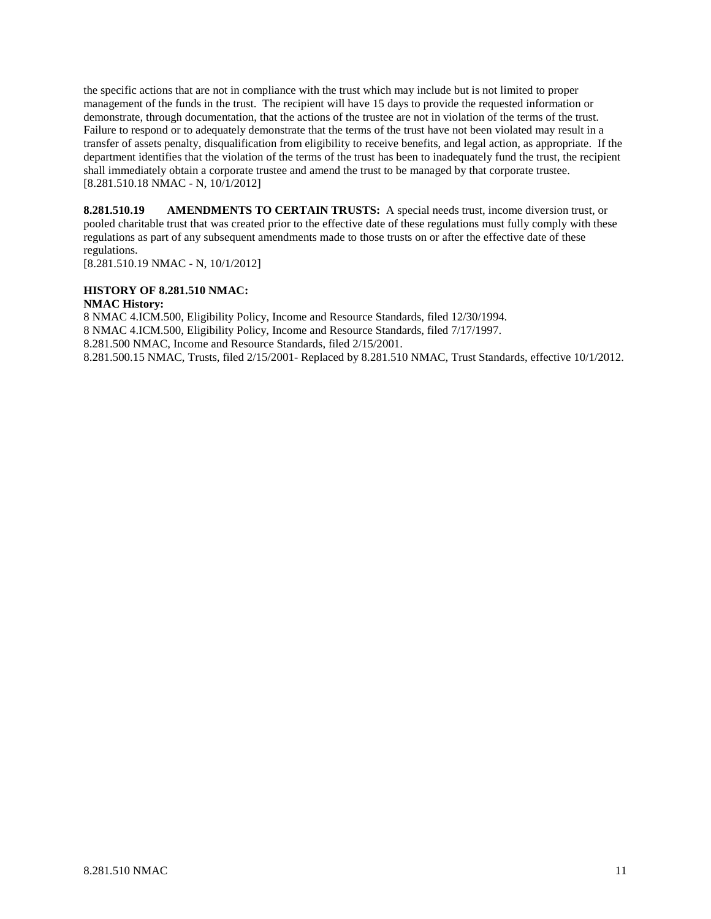the specific actions that are not in compliance with the trust which may include but is not limited to proper management of the funds in the trust. The recipient will have 15 days to provide the requested information or demonstrate, through documentation, that the actions of the trustee are not in violation of the terms of the trust. Failure to respond or to adequately demonstrate that the terms of the trust have not been violated may result in a transfer of assets penalty, disqualification from eligibility to receive benefits, and legal action, as appropriate. If the department identifies that the violation of the terms of the trust has been to inadequately fund the trust, the recipient shall immediately obtain a corporate trustee and amend the trust to be managed by that corporate trustee.
[8.281.510.18 NMAC - N, 10/1/2012]

**8.281.510.19 AMENDMENTS TO CERTAIN TRUSTS:** A special needs trust, income diversion trust, or pooled charitable trust that was created prior to the effective date of these regulations must fully comply with these regulations as part of any subsequent amendments made to those trusts on or after the effective date of these regulations.
[8.281.510.19 NMAC - N, 10/1/2012]

**HISTORY OF 8.281.510 NMAC:**
**NMAC History:**
8 NMAC 4.ICM.500, Eligibility Policy, Income and Resource Standards, filed 12/30/1994.
8 NMAC 4.ICM.500, Eligibility Policy, Income and Resource Standards, filed 7/17/1997.
8.281.500 NMAC, Income and Resource Standards, filed 2/15/2001.
8.281.500.15 NMAC, Trusts, filed 2/15/2001- Replaced by 8.281.510 NMAC, Trust Standards, effective 10/1/2012.